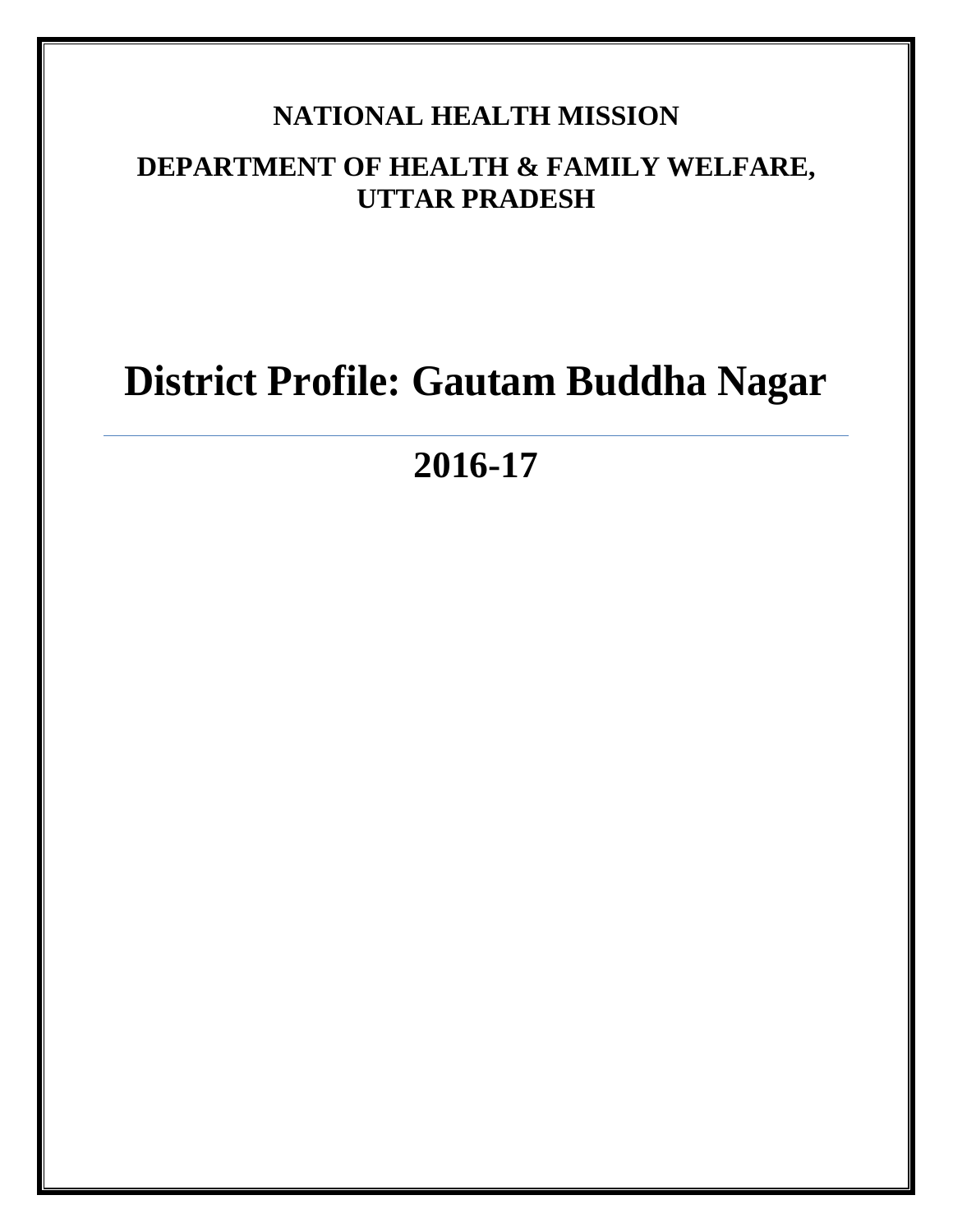**NATIONAL HEALTH MISSION**

**DEPARTMENT OF HEALTH & FAMILY WELFARE, UTTAR PRADESH**

# District Profile: Gautam Buddha Nagar

## 2016-17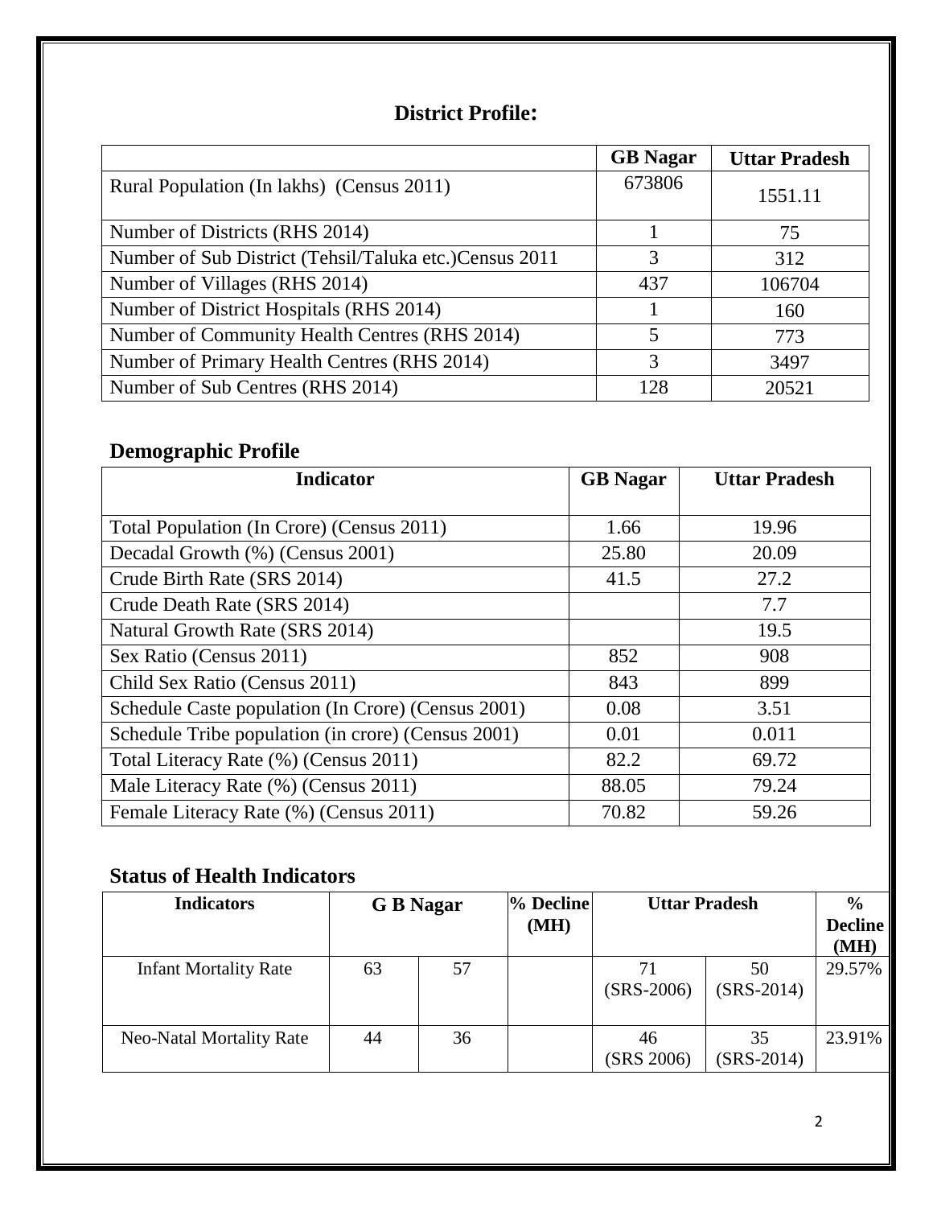## District Profile:

| | GB Nagar | Uttar Pradesh |
|---|---|---|
| Rural Population (In lakhs) (Census 2011) | 673806 | 1551.11 |
| Number of Districts (RHS 2014) | 1 | 75 |
| Number of Sub District (Tehsil/Taluka etc.)Census 2011 | 3 | 312 |
| Number of Villages (RHS 2014) | 437 | 106704 |
| Number of District Hospitals (RHS 2014) | 1 | 160 |
| Number of Community Health Centres (RHS 2014) | 5 | 773 |
| Number of Primary Health Centres (RHS 2014) | 3 | 3497 |
| Number of Sub Centres (RHS 2014) | 128 | 20521 |

## Demographic Profile

| Indicator | GB Nagar | Uttar Pradesh |
|---|---|---|
| Total Population (In Crore) (Census 2011) | 1.66 | 19.96 |
| Decadal Growth (%) (Census 2001) | 25.80 | 20.09 |
| Crude Birth Rate (SRS 2014) | 41.5 | 27.2 |
| Crude Death Rate (SRS 2014) | | 7.7 |
| Natural Growth Rate (SRS 2014) | | 19.5 |
| Sex Ratio (Census 2011) | 852 | 908 |
| Child Sex Ratio (Census 2011) | 843 | 899 |
| Schedule Caste population (In Crore) (Census 2001) | 0.08 | 3.51 |
| Schedule Tribe population (in crore) (Census 2001) | 0.01 | 0.011 |
| Total Literacy Rate (%) (Census 2011) | 82.2 | 69.72 |
| Male Literacy Rate (%) (Census 2011) | 88.05 | 79.24 |
| Female Literacy Rate (%) (Census 2011) | 70.82 | 59.26 |

## Status of Health Indicators

| Indicators | G B Nagar | | % Decline (MH) | Uttar Pradesh | | % Decline (MH) |
|---|---|---|---|---|---|---|
| Infant Mortality Rate | 63 | 57 | | 71 (SRS-2006) | 50 (SRS-2014) | 29.57% |
| Neo-Natal Mortality Rate | 44 | 36 | | 46 (SRS 2006) | 35 (SRS-2014) | 23.91% |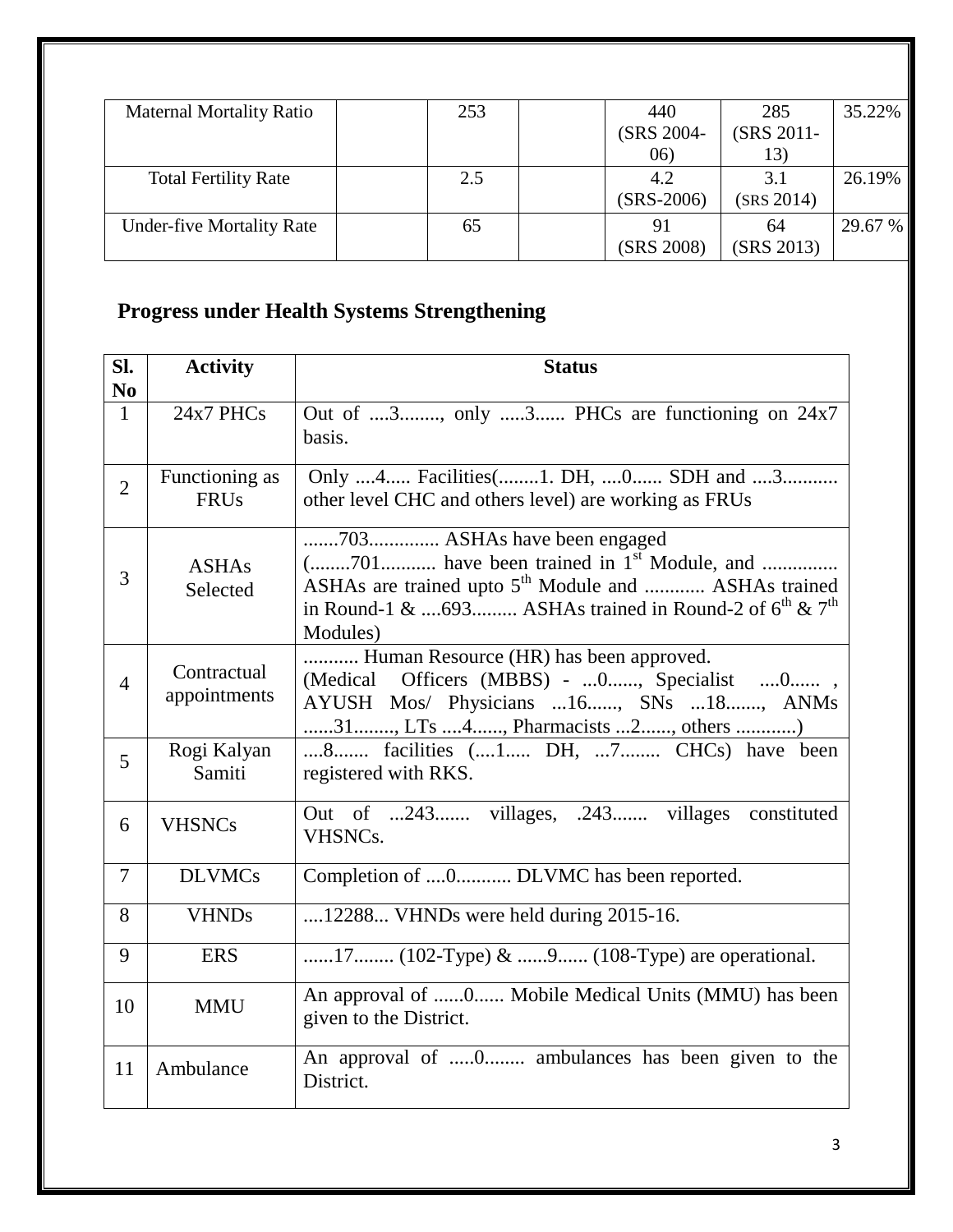| Maternal Mortality Ratio | | 253 | | 440 (SRS 2004-06) | 285 (SRS 2011-13) | 35.22% |
|---|---|---|---|---|---|---|
| Total Fertility Rate | | 2.5 | | 4.2 (SRS-2006) | 3.1 (SRS 2014) | 26.19% |
| Under-five Mortality Rate | | 65 | | 91 (SRS 2008) | 64 (SRS 2013) | 29.67 % |

## Progress under Health Systems Strengthening

| Sl. No | Activity | Status |
|---|---|---|
| 1 | 24x7 PHCs | Out of ....3........, only .....3...... PHCs are functioning on 24x7 basis. |
| 2 | Functioning as FRUs | Only ....4..... Facilities(........1. DH, ....0...... SDH and ....3........... other level CHC and others level) are working as FRUs |
| 3 | ASHAs Selected | .......703.............. ASHAs have been engaged (........701........... have been trained in 1st Module, and .............. ASHAs are trained upto 5th Module and ............ ASHAs trained in Round-1 & ....693......... ASHAs trained in Round-2 of 6th & 7th Modules) |
| 4 | Contractual appointments | ........... Human Resource (HR) has been approved. (Medical Officers (MBBS) - ...0......, Specialist ....0...... , AYUSH Mos/ Physicians ...16......, SNs ...18......., ANMs ......31........, LTs ....4......, Pharmacists ...2......, others ............) |
| 5 | Rogi Kalyan Samiti | ....8....... facilities (....1..... DH, ...7........ CHCs) have been registered with RKS. |
| 6 | VHSNCs | Out of ...243....... villages, .243....... villages constituted VHSNCs. |
| 7 | DLVMCs | Completion of ....0........... DLVMC has been reported. |
| 8 | VHNDs | ....12288... VHNDs were held during 2015-16. |
| 9 | ERS | ......17........ (102-Type) & ......9...... (108-Type) are operational. |
| 10 | MMU | An approval of ......0...... Mobile Medical Units (MMU) has been given to the District. |
| 11 | Ambulance | An approval of .....0........ ambulances has been given to the District. |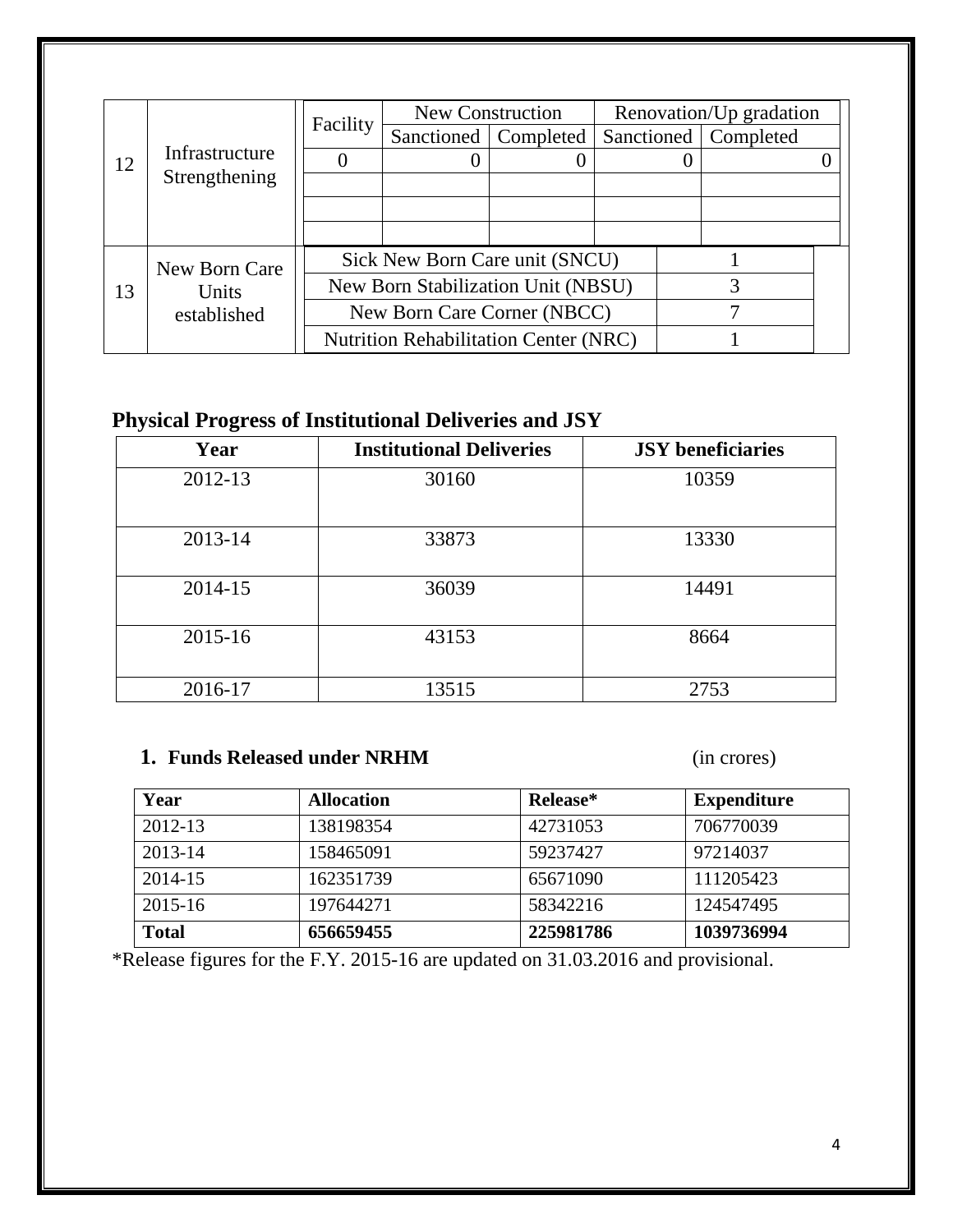| | | | | | | |
|---|---|---|---|---|---|---|
| 12 | Infrastructure Strengthening | Facility | New Construction | | Renovation/Up gradation | |
| | | | Sanctioned | Completed | Sanctioned | Completed |
| | | 0 | 0 | 0 | 0 | 0 |
| | | | | | | |
| | | | | | | |
| | | | | | | |
| 13 | New Born Care Units established | Sick New Born Care unit (SNCU) | 1 | | | |
| | | New Born Stabilization Unit (NBSU) | 3 | | | |
| | | New Born Care Corner (NBCC) | 7 | | | |
| | | Nutrition Rehabilitation Center (NRC) | 1 | | | |

## Physical Progress of Institutional Deliveries and JSY

| Year | Institutional Deliveries | JSY beneficiaries |
|---|---|---|
| 2012-13 | 30160 | 10359 |
| 2013-14 | 33873 | 13330 |
| 2014-15 | 36039 | 14491 |
| 2015-16 | 43153 | 8664 |
| 2016-17 | 13515 | 2753 |

### 1. Funds Released under NRHM (in crores)

| Year | Allocation | Release* | Expenditure |
|---|---|---|---|
| 2012-13 | 138198354 | 42731053 | 706770039 |
| 2013-14 | 158465091 | 59237427 | 97214037 |
| 2014-15 | 162351739 | 65671090 | 111205423 |
| 2015-16 | 197644271 | 58342216 | 124547495 |
| **Total** | **656659455** | **225981786** | **1039736994** |

*Release figures for the F.Y. 2015-16 are updated on 31.03.2016 and provisional.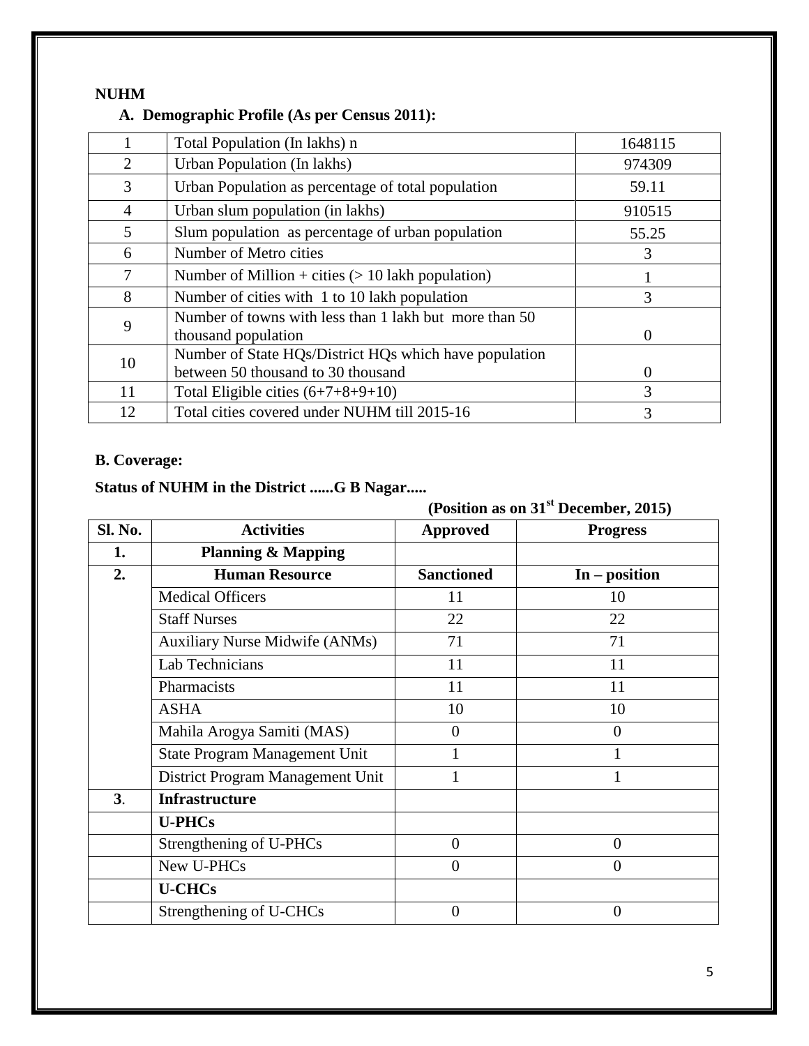**NUHM**

**A. Demographic Profile (As per Census 2011):**

| 1 | Total Population (In lakhs) n | 1648115 |
|---|---|---|
| 2 | Urban Population (In lakhs) | 974309 |
| 3 | Urban Population as percentage of total population | 59.11 |
| 4 | Urban slum population (in lakhs) | 910515 |
| 5 | Slum population as percentage of urban population | 55.25 |
| 6 | Number of Metro cities | 3 |
| 7 | Number of Million + cities (> 10 lakh population) | 1 |
| 8 | Number of cities with 1 to 10 lakh population | 3 |
| 9 | Number of towns with less than 1 lakh but more than 50 thousand population | 0 |
| 10 | Number of State HQs/District HQs which have population between 50 thousand to 30 thousand | 0 |
| 11 | Total Eligible cities (6+7+8+9+10) | 3 |
| 12 | Total cities covered under NUHM till 2015-16 | 3 |

**B. Coverage:**

**Status of NUHM in the District ......G B Nagar.....**

**(Position as on 31st December, 2015)**

| Sl. No. | Activities | Approved | Progress |
|---|---|---|---|
| **1.** | **Planning & Mapping** | | |
| **2.** | **Human Resource** | **Sanctioned** | **In – position** |
| | Medical Officers | 11 | 10 |
| | Staff Nurses | 22 | 22 |
| | Auxiliary Nurse Midwife (ANMs) | 71 | 71 |
| | Lab Technicians | 11 | 11 |
| | Pharmacists | 11 | 11 |
| | ASHA | 10 | 10 |
| | Mahila Arogya Samiti (MAS) | 0 | 0 |
| | State Program Management Unit | 1 | 1 |
| | District Program Management Unit | 1 | 1 |
| **3**. | **Infrastructure** | | |
| | **U-PHCs** | | |
| | Strengthening of U-PHCs | 0 | 0 |
| | New U-PHCs | 0 | 0 |
| | **U-CHCs** | | |
| | Strengthening of U-CHCs | 0 | 0 |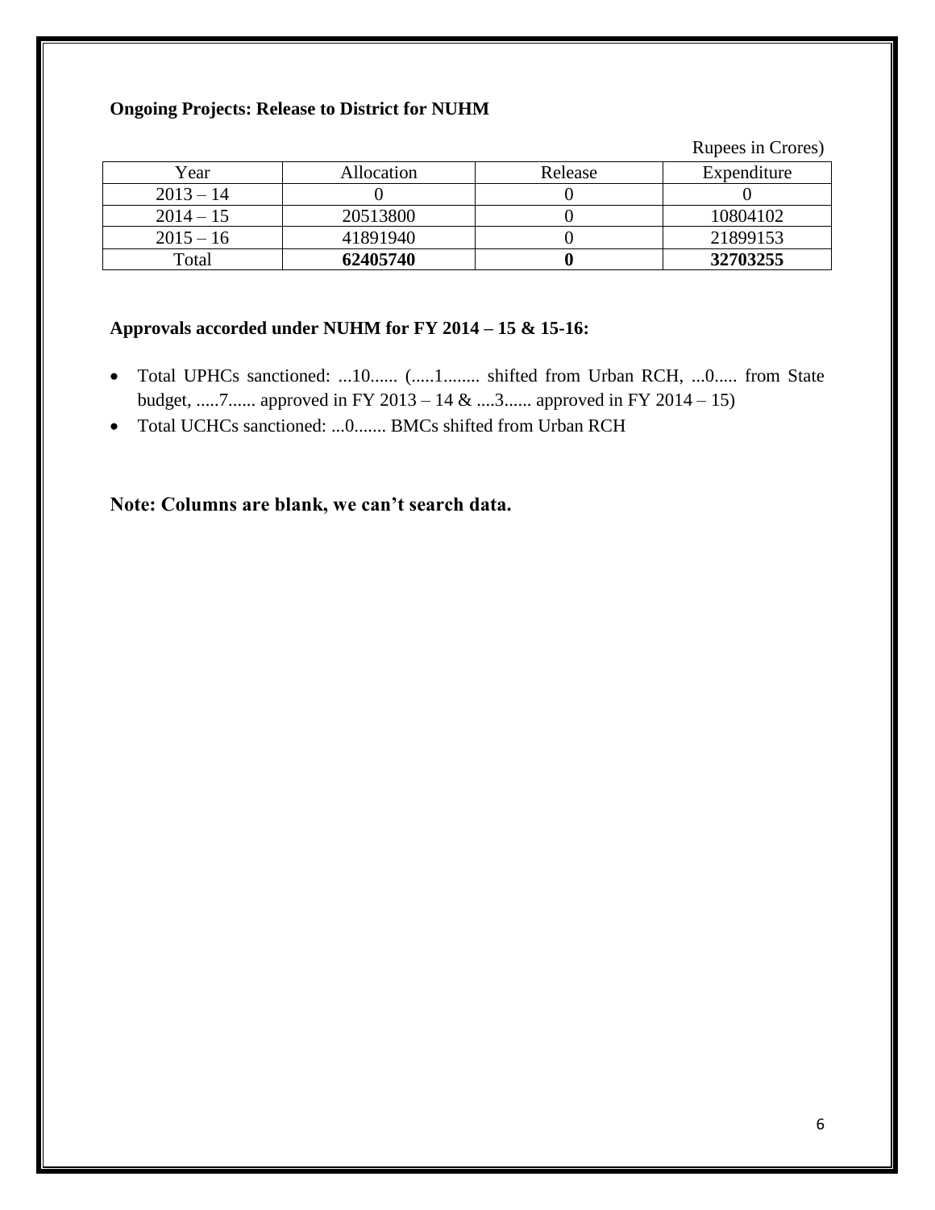**Ongoing Projects: Release to District for NUHM**

Rupees in Crores)

| Year | Allocation | Release | Expenditure |
|---|---|---|---|
| 2013 – 14 | 0 | 0 | 0 |
| 2014 – 15 | 20513800 | 0 | 10804102 |
| 2015 – 16 | 41891940 | 0 | 21899153 |
| Total | **62405740** | **0** | **32703255** |

**Approvals accorded under NUHM for FY 2014 – 15 & 15-16:**

- Total UPHCs sanctioned: ...10...... (.....1........ shifted from Urban RCH, ...0..... from State budget, .....7...... approved in FY 2013 – 14 & ....3...... approved in FY 2014 – 15)
- Total UCHCs sanctioned: ...0....... BMCs shifted from Urban RCH

**Note: Columns are blank, we can't search data.**